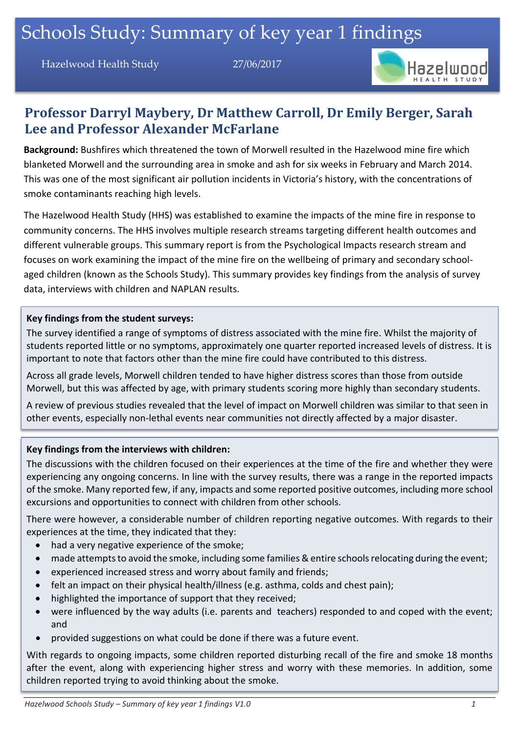# Schools Study: Summary of key year 1 findings

Hazelwood Health Study 27/06/2017

## Professor Darryl Maybery, Dr Matthew Carroll, Dr Emily Berger, Sarah Lee and Professor Alexander McFarlane

**Background:** Bushfires which threatened the town of Morwell resulted in the Hazelwood mine fire which blanketed Morwell and the surrounding area in smoke and ash for six weeks in February and March 2014. This was one of the most significant air pollution incidents in Victoria's history, with the concentrations of smoke contaminants reaching high levels.

The Hazelwood Health Study (HHS) was established to examine the impacts of the mine fire in response to community concerns. The HHS involves multiple research streams targeting different health outcomes and different vulnerable groups. This summary report is from the Psychological Impacts research stream and focuses on work examining the impact of the mine fire on the wellbeing of primary and secondary school-aged children (known as the Schools Study). This summary provides key findings from the analysis of survey data, interviews with children and NAPLAN results.

**Key findings from the student surveys:**

The survey identified a range of symptoms of distress associated with the mine fire. Whilst the majority of students reported little or no symptoms, approximately one quarter reported increased levels of distress. It is important to note that factors other than the mine fire could have contributed to this distress.

Across all grade levels, Morwell children tended to have higher distress scores than those from outside Morwell, but this was affected by age, with primary students scoring more highly than secondary students.

A review of previous studies revealed that the level of impact on Morwell children was similar to that seen in other events, especially non-lethal events near communities not directly affected by a major disaster.

**Key findings from the interviews with children:**

The discussions with the children focused on their experiences at the time of the fire and whether they were experiencing any ongoing concerns. In line with the survey results, there was a range in the reported impacts of the smoke. Many reported few, if any, impacts and some reported positive outcomes, including more school excursions and opportunities to connect with children from other schools.

There were however, a considerable number of children reporting negative outcomes. With regards to their experiences at the time, they indicated that they:

- had a very negative experience of the smoke;
- made attempts to avoid the smoke, including some families & entire schools relocating during the event;
- experienced increased stress and worry about family and friends;
- felt an impact on their physical health/illness (e.g. asthma, colds and chest pain);
- highlighted the importance of support that they received;
- were influenced by the way adults (i.e. parents and teachers) responded to and coped with the event; and
- provided suggestions on what could be done if there was a future event.

With regards to ongoing impacts, some children reported disturbing recall of the fire and smoke 18 months after the event, along with experiencing higher stress and worry with these memories. In addition, some children reported trying to avoid thinking about the smoke.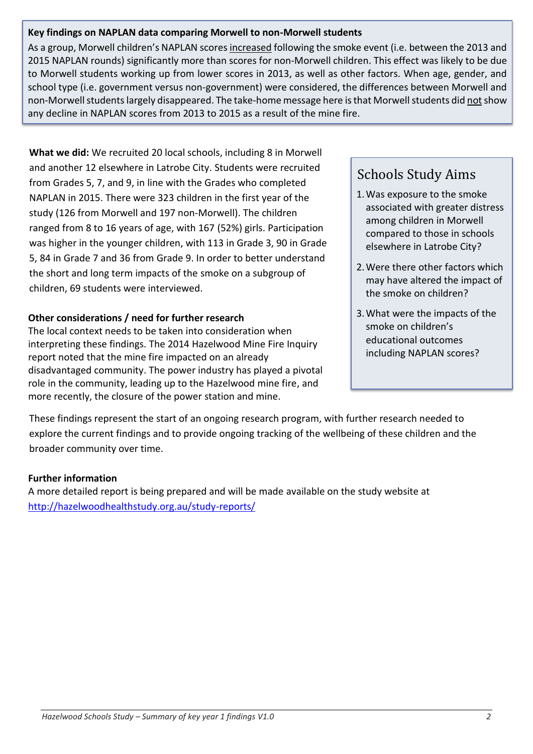**Key findings on NAPLAN data comparing Morwell to non-Morwell students**

As a group, Morwell children's NAPLAN scores increased following the smoke event (i.e. between the 2013 and 2015 NAPLAN rounds) significantly more than scores for non-Morwell children. This effect was likely to be due to Morwell students working up from lower scores in 2013, as well as other factors. When age, gender, and school type (i.e. government versus non-government) were considered, the differences between Morwell and non-Morwell students largely disappeared. The take-home message here is that Morwell students did not show any decline in NAPLAN scores from 2013 to 2015 as a result of the mine fire.

**What we did:** We recruited 20 local schools, including 8 in Morwell and another 12 elsewhere in Latrobe City. Students were recruited from Grades 5, 7, and 9, in line with the Grades who completed NAPLAN in 2015. There were 323 children in the first year of the study (126 from Morwell and 197 non-Morwell). The children ranged from 8 to 16 years of age, with 167 (52%) girls. Participation was higher in the younger children, with 113 in Grade 3, 90 in Grade 5, 84 in Grade 7 and 36 from Grade 9. In order to better understand the short and long term impacts of the smoke on a subgroup of children, 69 students were interviewed.

## Schools Study Aims

1. Was exposure to the smoke associated with greater distress among children in Morwell compared to those in schools elsewhere in Latrobe City?
2. Were there other factors which may have altered the impact of the smoke on children?
3. What were the impacts of the smoke on children's educational outcomes including NAPLAN scores?

**Other considerations / need for further research**

The local context needs to be taken into consideration when interpreting these findings. The 2014 Hazelwood Mine Fire Inquiry report noted that the mine fire impacted on an already disadvantaged community. The power industry has played a pivotal role in the community, leading up to the Hazelwood mine fire, and more recently, the closure of the power station and mine.

These findings represent the start of an ongoing research program, with further research needed to explore the current findings and to provide ongoing tracking of the wellbeing of these children and the broader community over time.

**Further information**

A more detailed report is being prepared and will be made available on the study website at http://hazelwoodhealthstudy.org.au/study-reports/